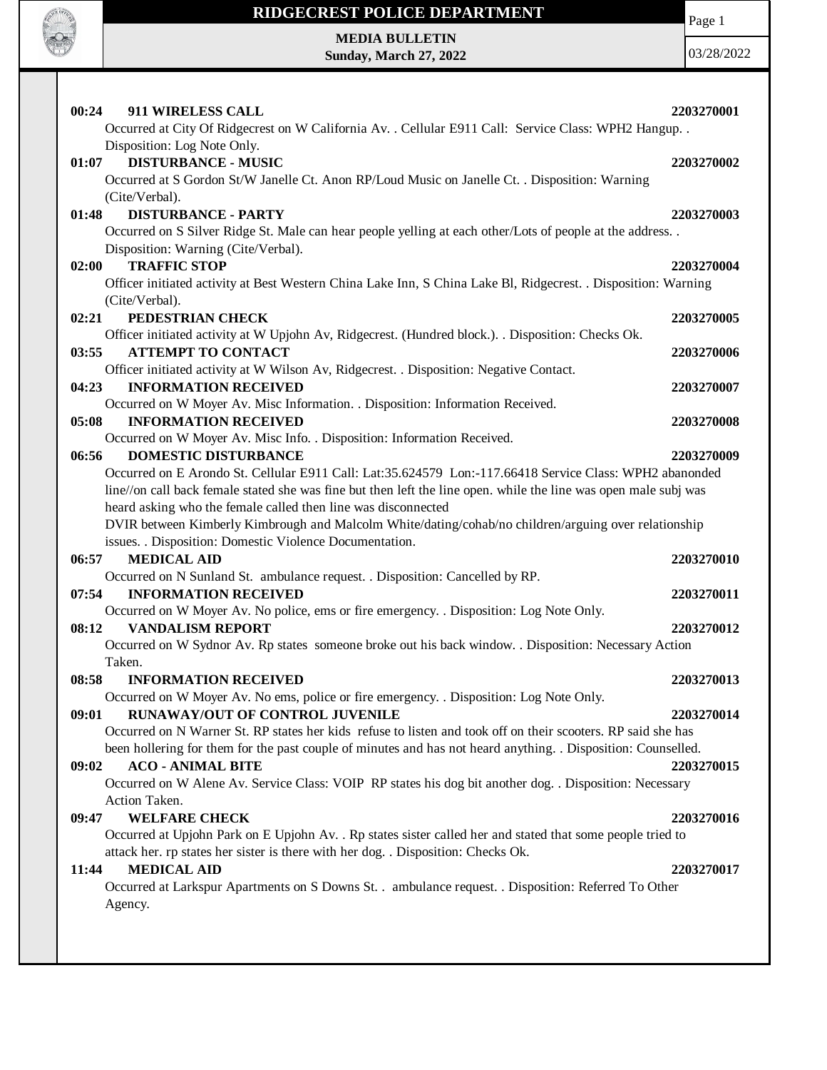# RIDGECREST POLICE DEPARTMENT

**MEDIA BULLETIN**
**Sunday, March 27, 2022**

03/28/2022

**00:24 911 WIRELESS CALL** **2203270001**
Occurred at City Of Ridgecrest on W California Av. . Cellular E911 Call: Service Class: WPH2 Hangup. . Disposition: Log Note Only.

**01:07 DISTURBANCE - MUSIC** **2203270002**
Occurred at S Gordon St/W Janelle Ct. Anon RP/Loud Music on Janelle Ct. . Disposition: Warning (Cite/Verbal).

**01:48 DISTURBANCE - PARTY** **2203270003**
Occurred on S Silver Ridge St. Male can hear people yelling at each other/Lots of people at the address. . Disposition: Warning (Cite/Verbal).

**02:00 TRAFFIC STOP** **2203270004**
Officer initiated activity at Best Western China Lake Inn, S China Lake Bl, Ridgecrest. . Disposition: Warning (Cite/Verbal).

**02:21 PEDESTRIAN CHECK** **2203270005**
Officer initiated activity at W Upjohn Av, Ridgecrest. (Hundred block.). . Disposition: Checks Ok.

**03:55 ATTEMPT TO CONTACT** **2203270006**
Officer initiated activity at W Wilson Av, Ridgecrest. . Disposition: Negative Contact.

**04:23 INFORMATION RECEIVED** **2203270007**
Occurred on W Moyer Av. Misc Information. . Disposition: Information Received.

**05:08 INFORMATION RECEIVED** **2203270008**
Occurred on W Moyer Av. Misc Info. . Disposition: Information Received.

**06:56 DOMESTIC DISTURBANCE** **2203270009**
Occurred on E Arondo St. Cellular E911 Call: Lat:35.624579 Lon:-117.66418 Service Class: WPH2 abanonded line//on call back female stated she was fine but then left the line open. while the line was open male subj was heard asking who the female called then line was disconnected
DVIR between Kimberly Kimbrough and Malcolm White/dating/cohab/no children/arguing over relationship issues. . Disposition: Domestic Violence Documentation.

**06:57 MEDICAL AID** **2203270010**
Occurred on N Sunland St. ambulance request. . Disposition: Cancelled by RP.

**07:54 INFORMATION RECEIVED** **2203270011**
Occurred on W Moyer Av. No police, ems or fire emergency. . Disposition: Log Note Only.

**08:12 VANDALISM REPORT** **2203270012**
Occurred on W Sydnor Av. Rp states someone broke out his back window. . Disposition: Necessary Action Taken.

**08:58 INFORMATION RECEIVED** **2203270013**
Occurred on W Moyer Av. No ems, police or fire emergency. . Disposition: Log Note Only.

**09:01 RUNAWAY/OUT OF CONTROL JUVENILE** **2203270014**
Occurred on N Warner St. RP states her kids refuse to listen and took off on their scooters. RP said she has been hollering for them for the past couple of minutes and has not heard anything. . Disposition: Counselled.

**09:02 ACO - ANIMAL BITE** **2203270015**
Occurred on W Alene Av. Service Class: VOIP RP states his dog bit another dog. . Disposition: Necessary Action Taken.

**09:47 WELFARE CHECK** **2203270016**
Occurred at Upjohn Park on E Upjohn Av. . Rp states sister called her and stated that some people tried to attack her. rp states her sister is there with her dog. . Disposition: Checks Ok.

**11:44 MEDICAL AID** **2203270017**
Occurred at Larkspur Apartments on S Downs St. . ambulance request. . Disposition: Referred To Other Agency.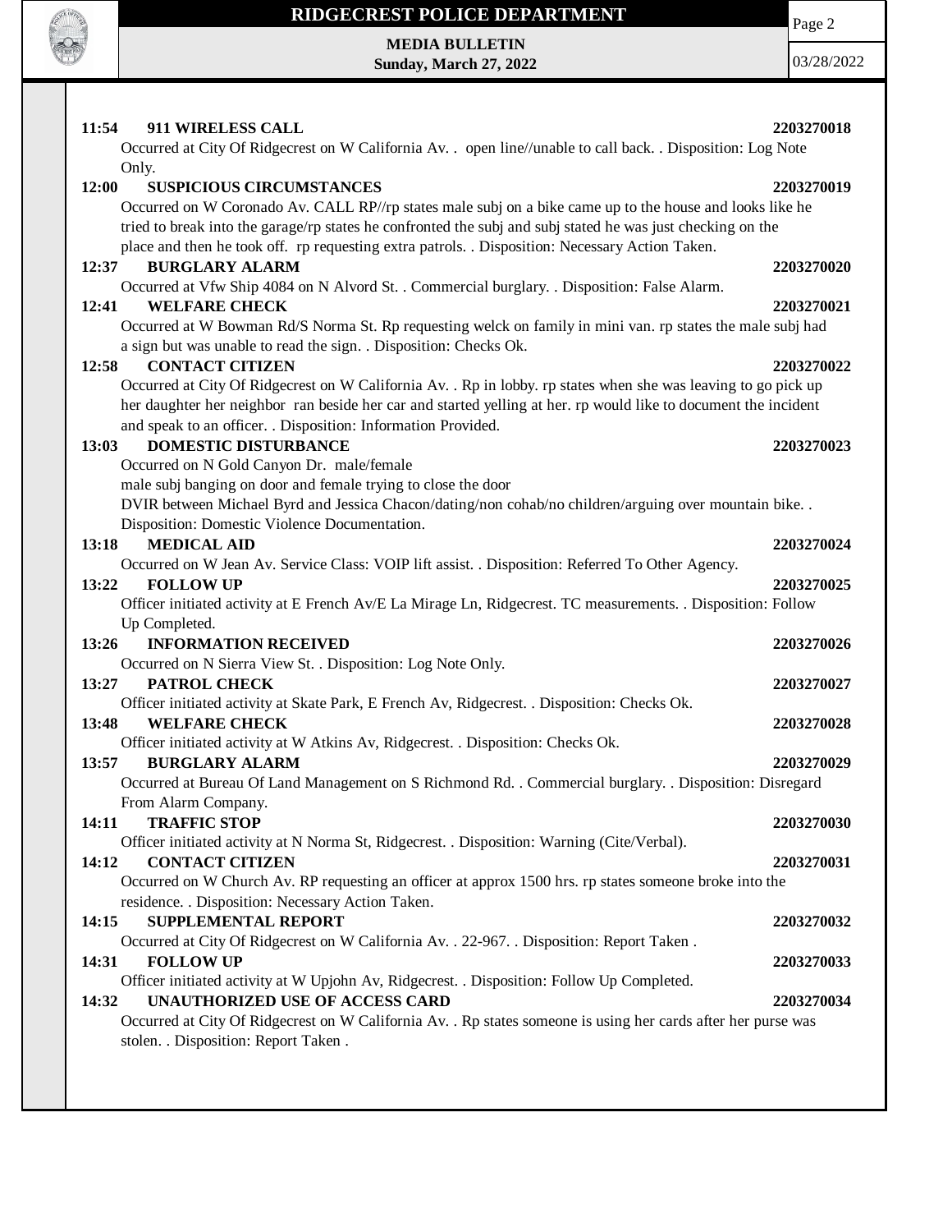**11:54 911 WIRELESS CALL** **2203270018**
Occurred at City Of Ridgecrest on W California Av. . open line//unable to call back. . Disposition: Log Note Only.

**12:00 SUSPICIOUS CIRCUMSTANCES** **2203270019**
Occurred on W Coronado Av. CALL RP//rp states male subj on a bike came up to the house and looks like he tried to break into the garage/rp states he confronted the subj and subj stated he was just checking on the place and then he took off. rp requesting extra patrols. . Disposition: Necessary Action Taken.

**12:37 BURGLARY ALARM** **2203270020**
Occurred at Vfw Ship 4084 on N Alvord St. . Commercial burglary. . Disposition: False Alarm.

**12:41 WELFARE CHECK** **2203270021**
Occurred at W Bowman Rd/S Norma St. Rp requesting welck on family in mini van. rp states the male subj had a sign but was unable to read the sign. . Disposition: Checks Ok.

**12:58 CONTACT CITIZEN** **2203270022**
Occurred at City Of Ridgecrest on W California Av. . Rp in lobby. rp states when she was leaving to go pick up her daughter her neighbor ran beside her car and started yelling at her. rp would like to document the incident and speak to an officer. . Disposition: Information Provided.

**13:03 DOMESTIC DISTURBANCE** **2203270023**
Occurred on N Gold Canyon Dr. male/female
male subj banging on door and female trying to close the door
DVIR between Michael Byrd and Jessica Chacon/dating/non cohab/no children/arguing over mountain bike. . Disposition: Domestic Violence Documentation.

**13:18 MEDICAL AID** **2203270024**
Occurred on W Jean Av. Service Class: VOIP lift assist. . Disposition: Referred To Other Agency.

**13:22 FOLLOW UP** **2203270025**
Officer initiated activity at E French Av/E La Mirage Ln, Ridgecrest. TC measurements. . Disposition: Follow Up Completed.

**13:26 INFORMATION RECEIVED** **2203270026**
Occurred on N Sierra View St. . Disposition: Log Note Only.

**13:27 PATROL CHECK** **2203270027**
Officer initiated activity at Skate Park, E French Av, Ridgecrest. . Disposition: Checks Ok.

**13:48 WELFARE CHECK** **2203270028**
Officer initiated activity at W Atkins Av, Ridgecrest. . Disposition: Checks Ok.

**13:57 BURGLARY ALARM** **2203270029**
Occurred at Bureau Of Land Management on S Richmond Rd. . Commercial burglary. . Disposition: Disregard From Alarm Company.

**14:11 TRAFFIC STOP** **2203270030**
Officer initiated activity at N Norma St, Ridgecrest. . Disposition: Warning (Cite/Verbal).

**14:12 CONTACT CITIZEN** **2203270031**
Occurred on W Church Av. RP requesting an officer at approx 1500 hrs. rp states someone broke into the residence. . Disposition: Necessary Action Taken.

**14:15 SUPPLEMENTAL REPORT** **2203270032**
Occurred at City Of Ridgecrest on W California Av. . 22-967. . Disposition: Report Taken .

**14:31 FOLLOW UP** **2203270033**
Officer initiated activity at W Upjohn Av, Ridgecrest. . Disposition: Follow Up Completed.

**14:32 UNAUTHORIZED USE OF ACCESS CARD** **2203270034**
Occurred at City Of Ridgecrest on W California Av. . Rp states someone is using her cards after her purse was stolen. . Disposition: Report Taken .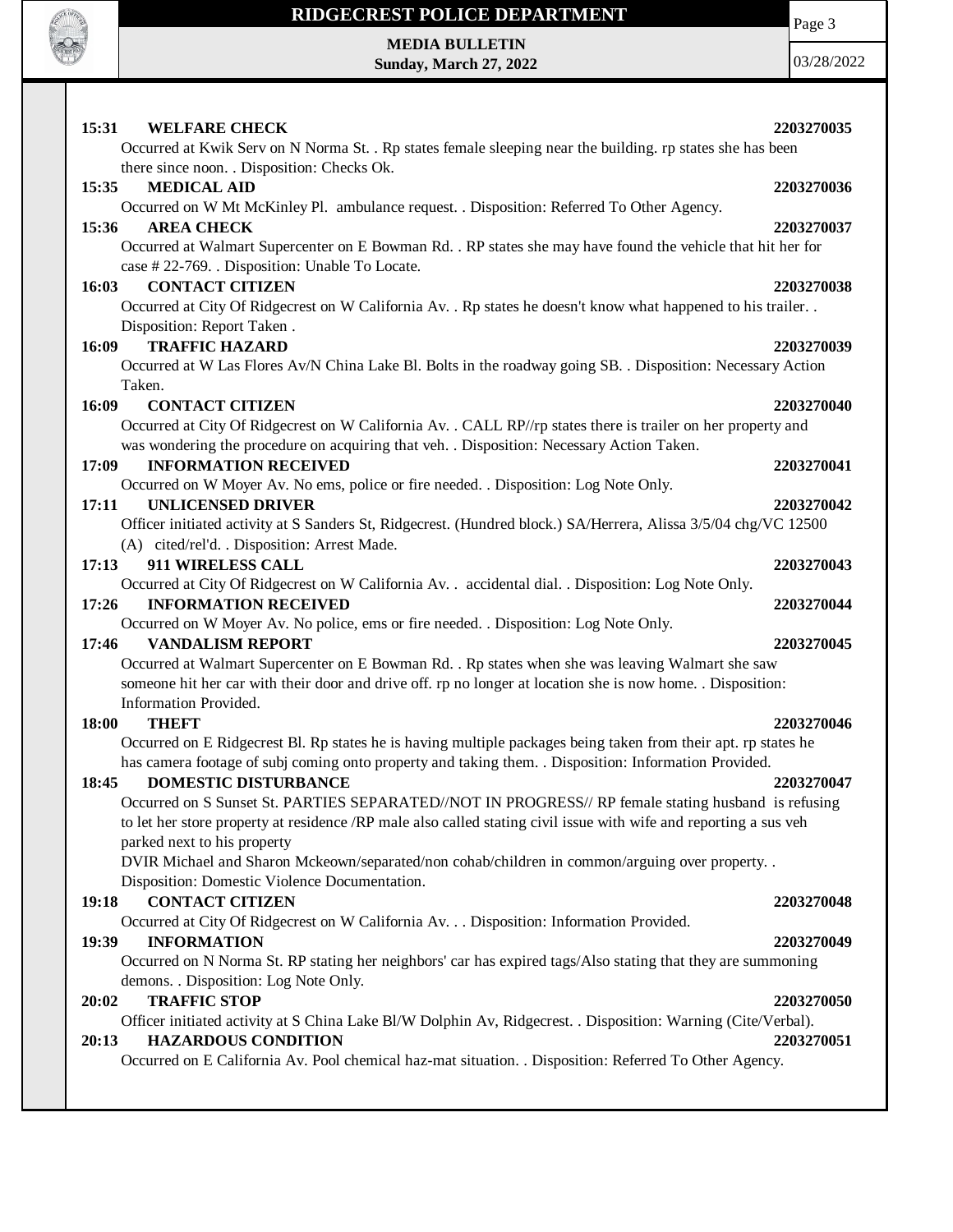**15:31 WELFARE CHECK 2203270035**

Occurred at Kwik Serv on N Norma St. . Rp states female sleeping near the building. rp states she has been there since noon. . Disposition: Checks Ok.

**15:35 MEDICAL AID 2203270036**

Occurred on W Mt McKinley Pl. ambulance request. . Disposition: Referred To Other Agency.

**15:36 AREA CHECK 2203270037**

Occurred at Walmart Supercenter on E Bowman Rd. . RP states she may have found the vehicle that hit her for case # 22-769. . Disposition: Unable To Locate.

**16:03 CONTACT CITIZEN 2203270038**

Occurred at City Of Ridgecrest on W California Av. . Rp states he doesn't know what happened to his trailer. . Disposition: Report Taken .

**16:09 TRAFFIC HAZARD 2203270039**

Occurred at W Las Flores Av/N China Lake Bl. Bolts in the roadway going SB. . Disposition: Necessary Action Taken.

**16:09 CONTACT CITIZEN 2203270040**

Occurred at City Of Ridgecrest on W California Av. . CALL RP//rp states there is trailer on her property and was wondering the procedure on acquiring that veh. . Disposition: Necessary Action Taken.

**17:09 INFORMATION RECEIVED 2203270041**

Occurred on W Moyer Av. No ems, police or fire needed. . Disposition: Log Note Only.

**17:11 UNLICENSED DRIVER 2203270042**

Officer initiated activity at S Sanders St, Ridgecrest. (Hundred block.) SA/Herrera, Alissa 3/5/04 chg/VC 12500 (A) cited/rel'd. . Disposition: Arrest Made.

**17:13 911 WIRELESS CALL 2203270043**

Occurred at City Of Ridgecrest on W California Av. . accidental dial. . Disposition: Log Note Only.

**17:26 INFORMATION RECEIVED 2203270044**

Occurred on W Moyer Av. No police, ems or fire needed. . Disposition: Log Note Only.

**17:46 VANDALISM REPORT 2203270045**

Occurred at Walmart Supercenter on E Bowman Rd. . Rp states when she was leaving Walmart she saw someone hit her car with their door and drive off. rp no longer at location she is now home. . Disposition: Information Provided.

**18:00 THEFT 2203270046**

Occurred on E Ridgecrest Bl. Rp states he is having multiple packages being taken from their apt. rp states he has camera footage of subj coming onto property and taking them. . Disposition: Information Provided.

**18:45 DOMESTIC DISTURBANCE 2203270047**

Occurred on S Sunset St. PARTIES SEPARATED//NOT IN PROGRESS// RP female stating husband is refusing to let her store property at residence /RP male also called stating civil issue with wife and reporting a sus veh parked next to his property

DVIR Michael and Sharon Mckeown/separated/non cohab/children in common/arguing over property. . Disposition: Domestic Violence Documentation.

**19:18 CONTACT CITIZEN 2203270048**

Occurred at City Of Ridgecrest on W California Av. . . Disposition: Information Provided.

**19:39 INFORMATION 2203270049**

Occurred on N Norma St. RP stating her neighbors' car has expired tags/Also stating that they are summoning demons. . Disposition: Log Note Only.

**20:02 TRAFFIC STOP 2203270050**

Officer initiated activity at S China Lake Bl/W Dolphin Av, Ridgecrest. . Disposition: Warning (Cite/Verbal).

**20:13 HAZARDOUS CONDITION 2203270051**

Occurred on E California Av. Pool chemical haz-mat situation. . Disposition: Referred To Other Agency.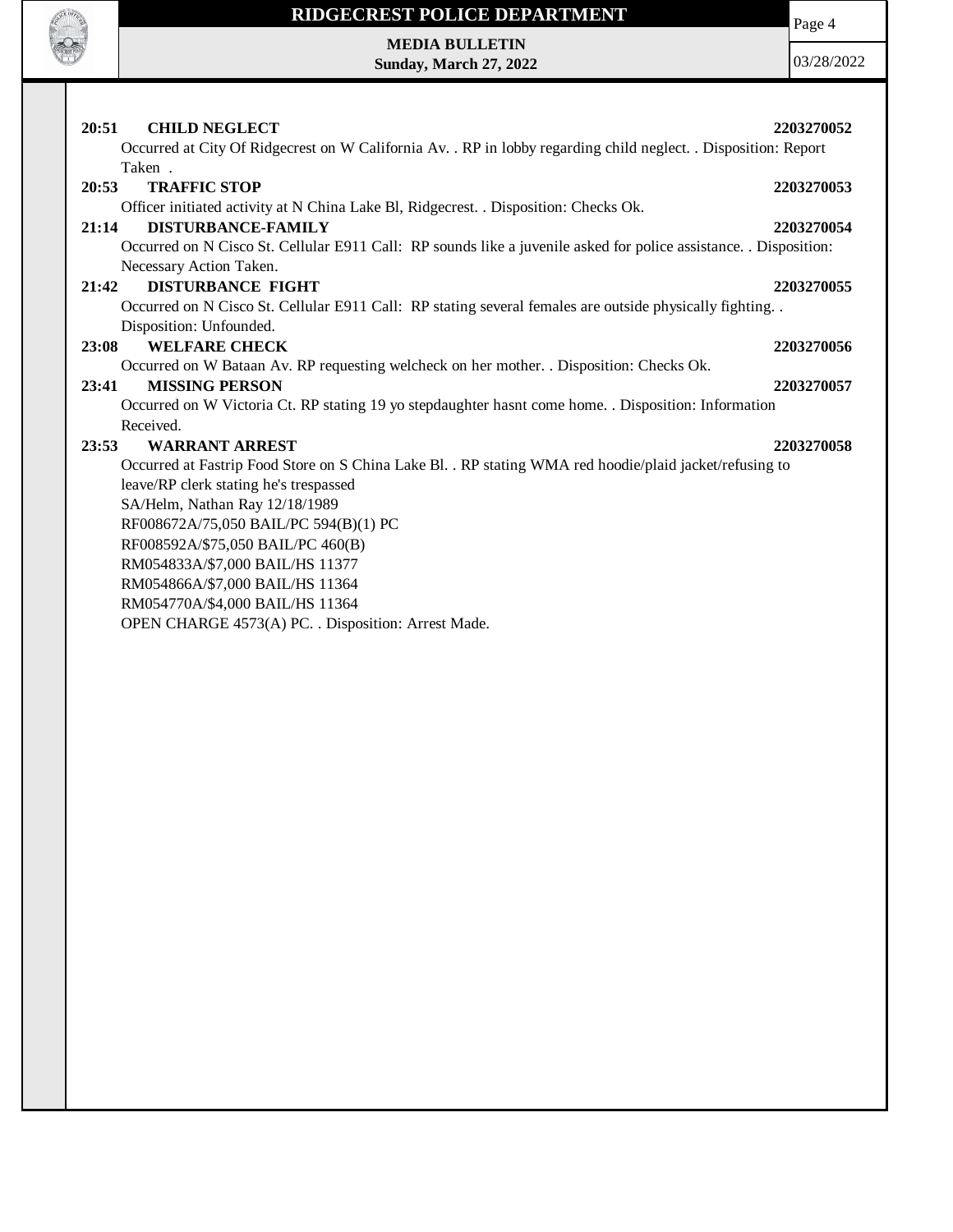**20:51 CHILD NEGLECT** **2203270052**

Occurred at City Of Ridgecrest on W California Av. . RP in lobby regarding child neglect. . Disposition: Report Taken .

**20:53 TRAFFIC STOP** **2203270053**

Officer initiated activity at N China Lake Bl, Ridgecrest. . Disposition: Checks Ok.

**21:14 DISTURBANCE-FAMILY** **2203270054**

Occurred on N Cisco St. Cellular E911 Call: RP sounds like a juvenile asked for police assistance. . Disposition: Necessary Action Taken.

**21:42 DISTURBANCE FIGHT** **2203270055**

Occurred on N Cisco St. Cellular E911 Call: RP stating several females are outside physically fighting. . Disposition: Unfounded.

**23:08 WELFARE CHECK** **2203270056**

Occurred on W Bataan Av. RP requesting welcheck on her mother. . Disposition: Checks Ok.

**23:41 MISSING PERSON** **2203270057**

Occurred on W Victoria Ct. RP stating 19 yo stepdaughter hasnt come home. . Disposition: Information Received.

**23:53 WARRANT ARREST** **2203270058**

Occurred at Fastrip Food Store on S China Lake Bl. . RP stating WMA red hoodie/plaid jacket/refusing to leave/RP clerk stating he's trespassed
SA/Helm, Nathan Ray 12/18/1989
RF008672A/75,050 BAIL/PC 594(B)(1) PC
RF008592A/$75,050 BAIL/PC 460(B)
RM054833A/$7,000 BAIL/HS 11377
RM054866A/$7,000 BAIL/HS 11364
RM054770A/$4,000 BAIL/HS 11364
OPEN CHARGE 4573(A) PC. . Disposition: Arrest Made.